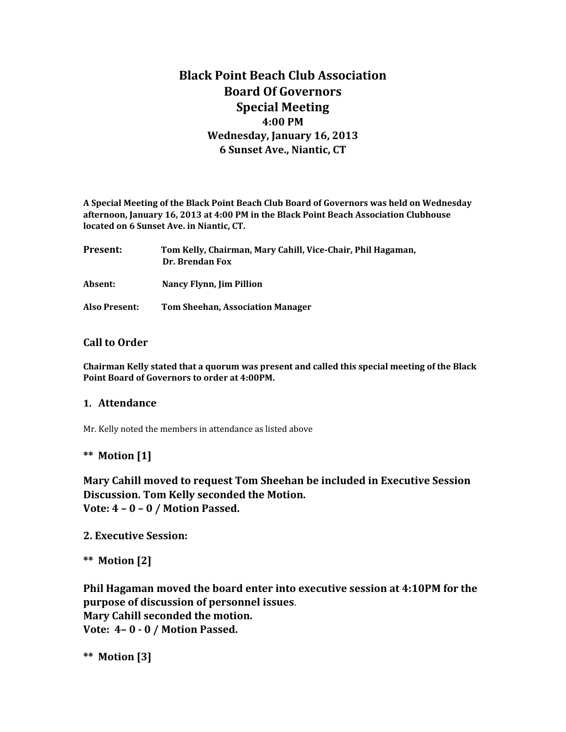# Black Point Beach Club Association
## Board Of Governors
## Special Meeting

**4:00 PM**
**Wednesday, January 16, 2013**
**6 Sunset Ave., Niantic, CT**

**A Special Meeting of the Black Point Beach Club Board of Governors was held on Wednesday afternoon, January 16, 2013 at 4:00 PM in the Black Point Beach Association Clubhouse located on 6 Sunset Ave. in Niantic, CT.**

**Present:** **Tom Kelly, Chairman, Mary Cahill, Vice-Chair, Phil Hagaman, Dr. Brendan Fox**

**Absent:** **Nancy Flynn, Jim Pillion**

**Also Present:** **Tom Sheehan, Association Manager**

### Call to Order

**Chairman Kelly stated that a quorum was present and called this special meeting of the Black Point Board of Governors to order at 4:00PM.**

### 1. Attendance

Mr. Kelly noted the members in attendance as listed above

### ** Motion [1]

**Mary Cahill moved to request Tom Sheehan be included in Executive Session Discussion. Tom Kelly seconded the Motion.**
**Vote: 4 – 0 – 0 / Motion Passed.**

### 2. Executive Session:

### ** Motion [2]

**Phil Hagaman moved the board enter into executive session at 4:10PM for the purpose of discussion of personnel issues**.
**Mary Cahill seconded the motion.**
**Vote: 4– 0 - 0 / Motion Passed.**

### ** Motion [3]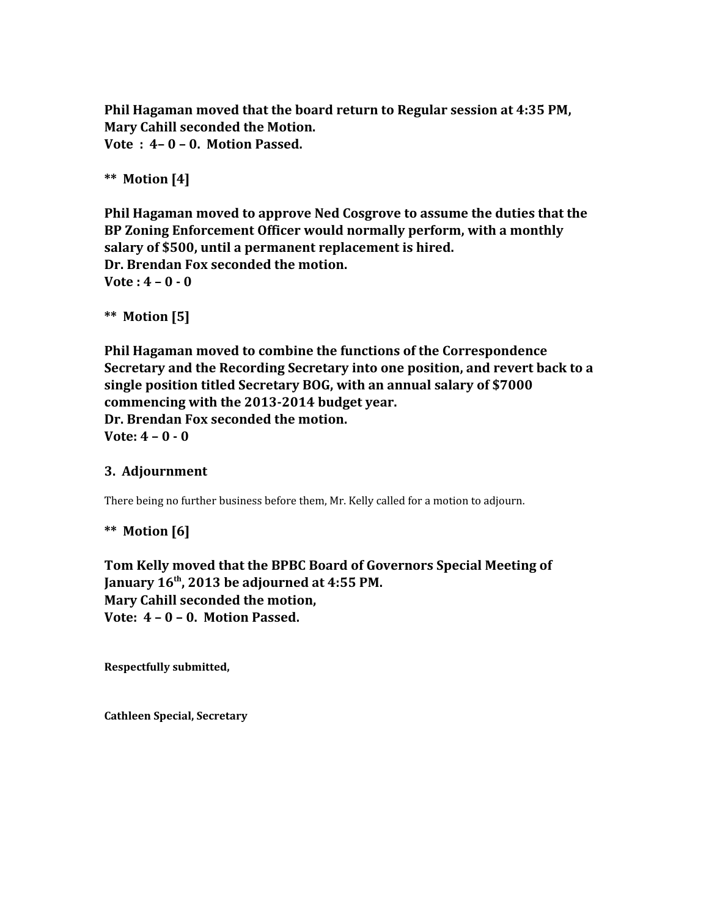**Phil Hagaman moved that the board return to Regular session at 4:35 PM, Mary Cahill seconded the Motion.**
**Vote : 4– 0 – 0. Motion Passed.**

**** Motion [4]**

**Phil Hagaman moved to approve Ned Cosgrove to assume the duties that the BP Zoning Enforcement Officer would normally perform, with a monthly salary of $500, until a permanent replacement is hired.**
**Dr. Brendan Fox seconded the motion.**
**Vote : 4 – 0 - 0**

**** Motion [5]**

**Phil Hagaman moved to combine the functions of the Correspondence Secretary and the Recording Secretary into one position, and revert back to a single position titled Secretary BOG, with an annual salary of $7000 commencing with the 2013-2014 budget year.**
**Dr. Brendan Fox seconded the motion.**
**Vote: 4 – 0 - 0**

### 3. Adjournment

There being no further business before them, Mr. Kelly called for a motion to adjourn.

**** Motion [6]**

**Tom Kelly moved that the BPBC Board of Governors Special Meeting of January 16th, 2013 be adjourned at 4:55 PM.**
**Mary Cahill seconded the motion,**
**Vote: 4 – 0 – 0. Motion Passed.**

**Respectfully submitted,**

**Cathleen Special, Secretary**